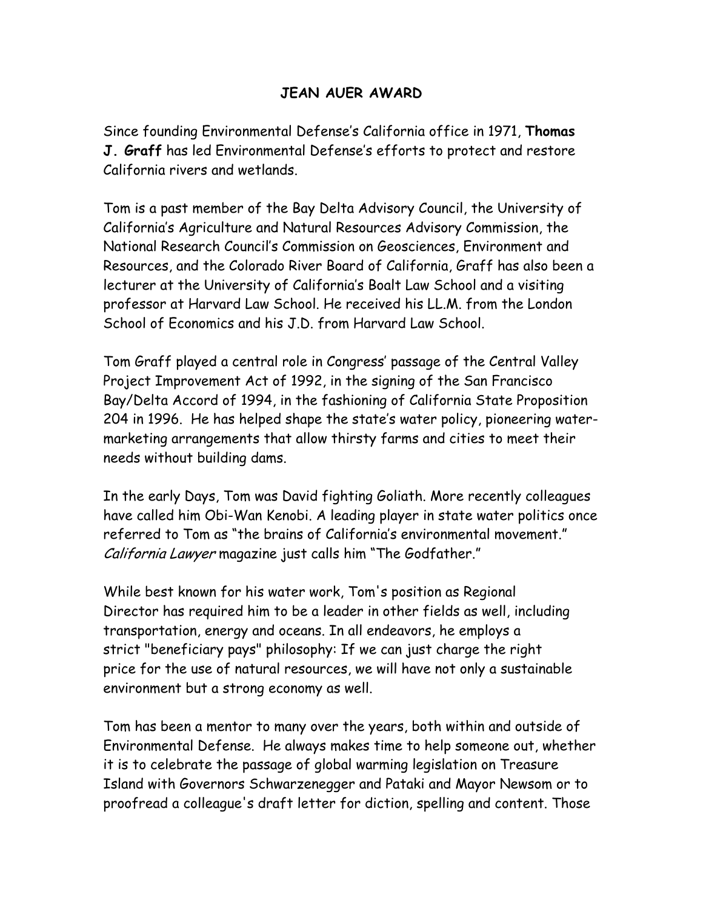# JEAN AUER AWARD

Since founding Environmental Defense's California office in 1971, **Thomas J. Graff** has led Environmental Defense's efforts to protect and restore California rivers and wetlands.

Tom is a past member of the Bay Delta Advisory Council, the University of California's Agriculture and Natural Resources Advisory Commission, the National Research Council's Commission on Geosciences, Environment and Resources, and the Colorado River Board of California, Graff has also been a lecturer at the University of California's Boalt Law School and a visiting professor at Harvard Law School. He received his LL.M. from the London School of Economics and his J.D. from Harvard Law School.

Tom Graff played a central role in Congress' passage of the Central Valley Project Improvement Act of 1992, in the signing of the San Francisco Bay/Delta Accord of 1994, in the fashioning of California State Proposition 204 in 1996. He has helped shape the state's water policy, pioneering water-marketing arrangements that allow thirsty farms and cities to meet their needs without building dams.

In the early Days, Tom was David fighting Goliath. More recently colleagues have called him Obi-Wan Kenobi. A leading player in state water politics once referred to Tom as "the brains of California's environmental movement." *California Lawyer* magazine just calls him "The Godfather."

While best known for his water work, Tom's position as Regional Director has required him to be a leader in other fields as well, including transportation, energy and oceans. In all endeavors, he employs a strict "beneficiary pays" philosophy: If we can just charge the right price for the use of natural resources, we will have not only a sustainable environment but a strong economy as well.

Tom has been a mentor to many over the years, both within and outside of Environmental Defense. He always makes time to help someone out, whether it is to celebrate the passage of global warming legislation on Treasure Island with Governors Schwarzenegger and Pataki and Mayor Newsom or to proofread a colleague's draft letter for diction, spelling and content. Those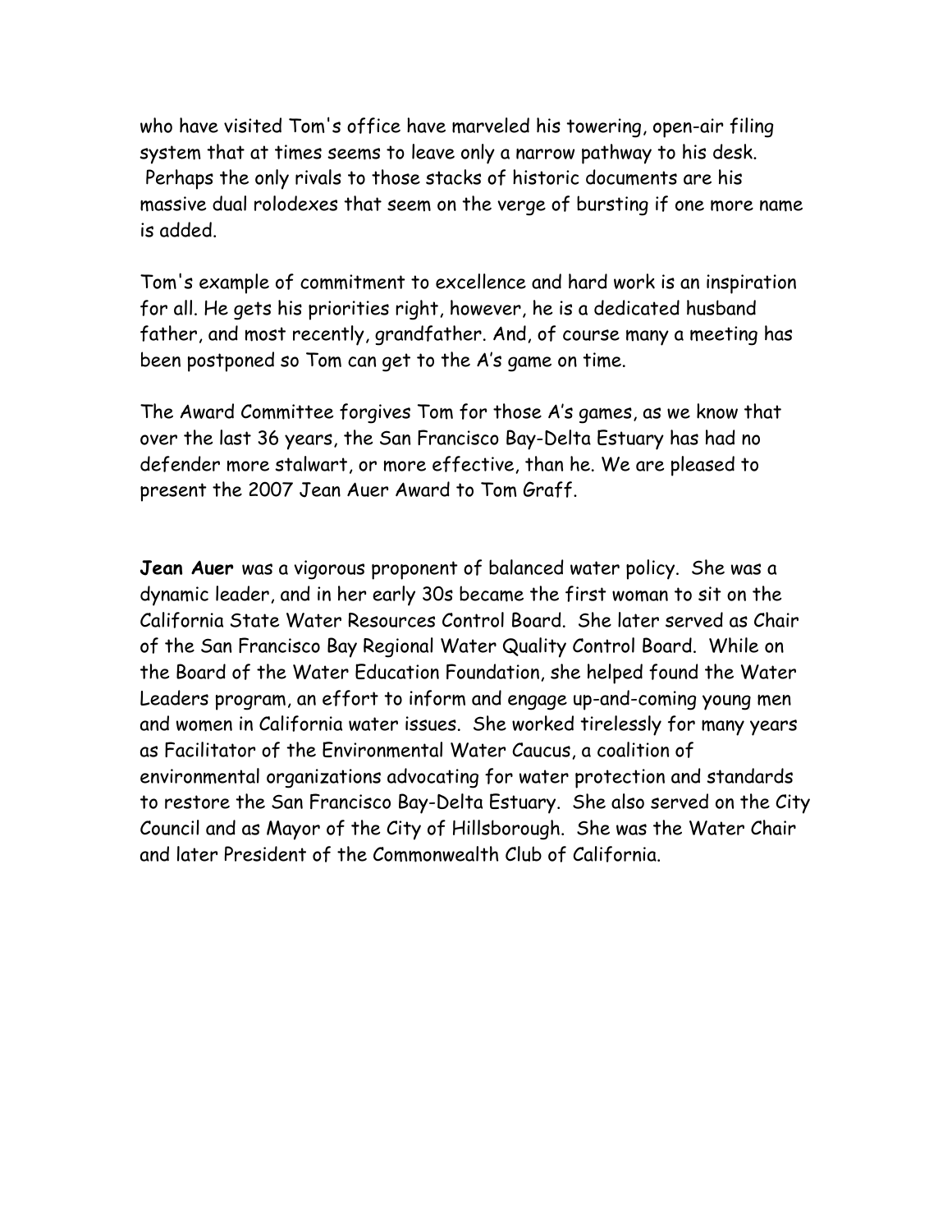who have visited Tom's office have marveled his towering, open-air filing system that at times seems to leave only a narrow pathway to his desk. Perhaps the only rivals to those stacks of historic documents are his massive dual rolodexes that seem on the verge of bursting if one more name is added.

Tom's example of commitment to excellence and hard work is an inspiration for all. He gets his priorities right, however, he is a dedicated husband father, and most recently, grandfather. And, of course many a meeting has been postponed so Tom can get to the A's game on time.

The Award Committee forgives Tom for those A's games, as we know that over the last 36 years, the San Francisco Bay-Delta Estuary has had no defender more stalwart, or more effective, than he. We are pleased to present the 2007 Jean Auer Award to Tom Graff.

**Jean Auer** was a vigorous proponent of balanced water policy. She was a dynamic leader, and in her early 30s became the first woman to sit on the California State Water Resources Control Board. She later served as Chair of the San Francisco Bay Regional Water Quality Control Board. While on the Board of the Water Education Foundation, she helped found the Water Leaders program, an effort to inform and engage up-and-coming young men and women in California water issues. She worked tirelessly for many years as Facilitator of the Environmental Water Caucus, a coalition of environmental organizations advocating for water protection and standards to restore the San Francisco Bay-Delta Estuary. She also served on the City Council and as Mayor of the City of Hillsborough. She was the Water Chair and later President of the Commonwealth Club of California.